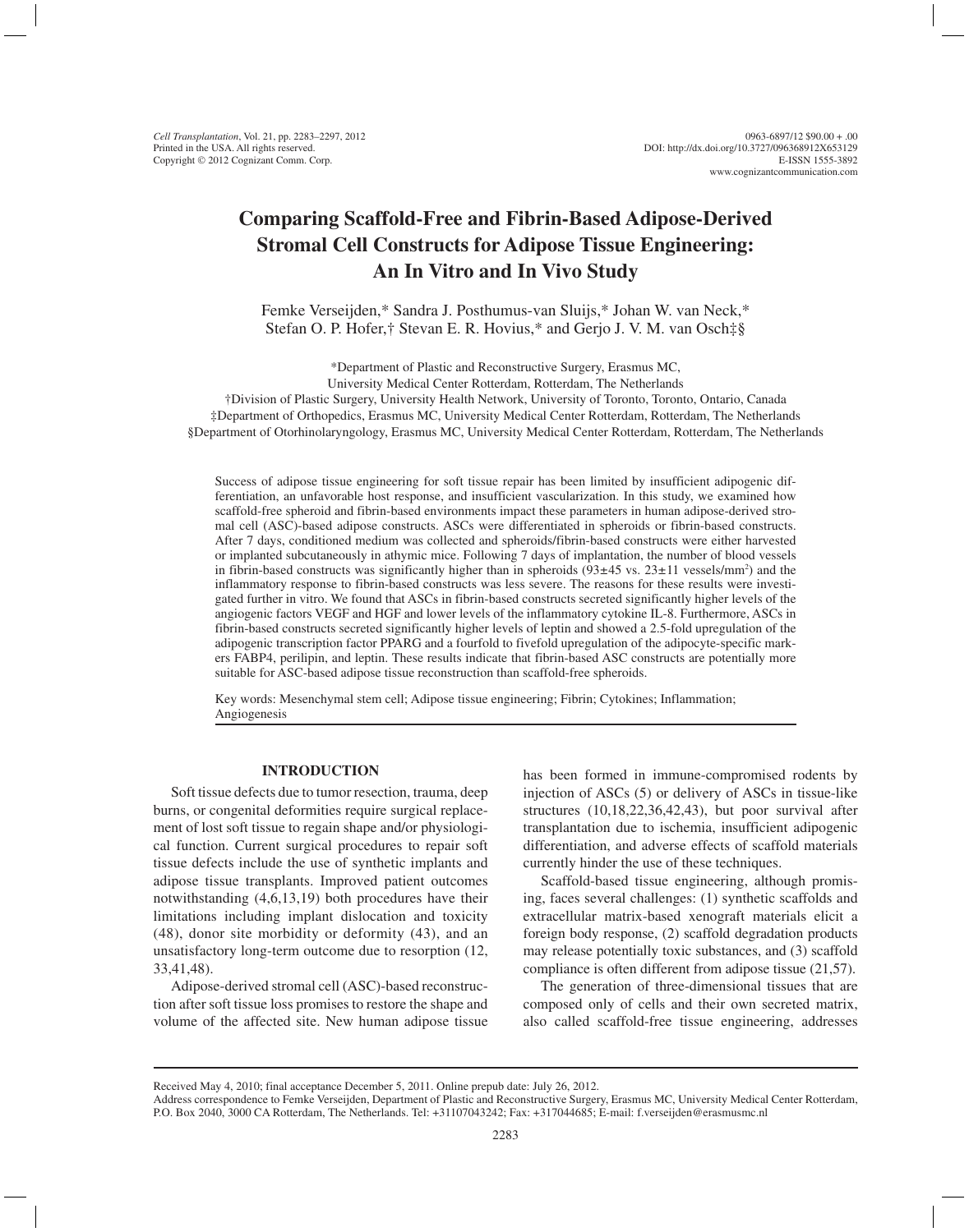# Comparing Scaffold-Free and Fibrin-Based Adipose-Derived Stromal Cell Constructs for Adipose Tissue Engineering: An In Vitro and In Vivo Study

Femke Verseijden,* Sandra J. Posthumus-van Sluijs,* Johan W. van Neck,* Stefan O. P. Hofer,† Stevan E. R. Hovius,* and Gerjo J. V. M. van Osch‡§

*Department of Plastic and Reconstructive Surgery, Erasmus MC, University Medical Center Rotterdam, Rotterdam, The Netherlands
†Division of Plastic Surgery, University Health Network, University of Toronto, Toronto, Ontario, Canada
‡Department of Orthopedics, Erasmus MC, University Medical Center Rotterdam, Rotterdam, The Netherlands
§Department of Otorhinolaryngology, Erasmus MC, University Medical Center Rotterdam, Rotterdam, The Netherlands

Success of adipose tissue engineering for soft tissue repair has been limited by insufficient adipogenic differentiation, an unfavorable host response, and insufficient vascularization. In this study, we examined how scaffold-free spheroid and fibrin-based environments impact these parameters in human adipose-derived stromal cell (ASC)-based adipose constructs. ASCs were differentiated in spheroids or fibrin-based constructs. After 7 days, conditioned medium was collected and spheroids/fibrin-based constructs were either harvested or implanted subcutaneously in athymic mice. Following 7 days of implantation, the number of blood vessels in fibrin-based constructs was significantly higher than in spheroids ($93 \pm 45$ vs. $23 \pm 11$ vessels/mm$^2$) and the inflammatory response to fibrin-based constructs was less severe. The reasons for these results were investigated further in vitro. We found that ASCs in fibrin-based constructs secreted significantly higher levels of the angiogenic factors VEGF and HGF and lower levels of the inflammatory cytokine IL-8. Furthermore, ASCs in fibrin-based constructs secreted significantly higher levels of leptin and showed a 2.5-fold upregulation of the adipogenic transcription factor PPARG and a fourfold to fivefold upregulation of the adipocyte-specific markers FABP4, perilipin, and leptin. These results indicate that fibrin-based ASC constructs are potentially more suitable for ASC-based adipose tissue reconstruction than scaffold-free spheroids.

Key words: Mesenchymal stem cell; Adipose tissue engineering; Fibrin; Cytokines; Inflammation; Angiogenesis

## INTRODUCTION

Soft tissue defects due to tumor resection, trauma, deep burns, or congenital deformities require surgical replacement of lost soft tissue to regain shape and/or physiological function. Current surgical procedures to repair soft tissue defects include the use of synthetic implants and adipose tissue transplants. Improved patient outcomes notwithstanding (4,6,13,19) both procedures have their limitations including implant dislocation and toxicity (48), donor site morbidity or deformity (43), and an unsatisfactory long-term outcome due to resorption (12, 33,41,48).

Adipose-derived stromal cell (ASC)-based reconstruction after soft tissue loss promises to restore the shape and volume of the affected site. New human adipose tissue has been formed in immune-compromised rodents by injection of ASCs (5) or delivery of ASCs in tissue-like structures (10,18,22,36,42,43), but poor survival after transplantation due to ischemia, insufficient adipogenic differentiation, and adverse effects of scaffold materials currently hinder the use of these techniques.

Scaffold-based tissue engineering, although promising, faces several challenges: (1) synthetic scaffolds and extracellular matrix-based xenograft materials elicit a foreign body response, (2) scaffold degradation products may release potentially toxic substances, and (3) scaffold compliance is often different from adipose tissue (21,57).

The generation of three-dimensional tissues that are composed only of cells and their own secreted matrix, also called scaffold-free tissue engineering, addresses

Received May 4, 2010; final acceptance December 5, 2011. Online prepub date: July 26, 2012.
Address correspondence to Femke Verseijden, Department of Plastic and Reconstructive Surgery, Erasmus MC, University Medical Center Rotterdam, P.O. Box 2040, 3000 CA Rotterdam, The Netherlands. Tel: +31107043242; Fax: +317044685; E-mail: f.verseijden@erasmusmc.nl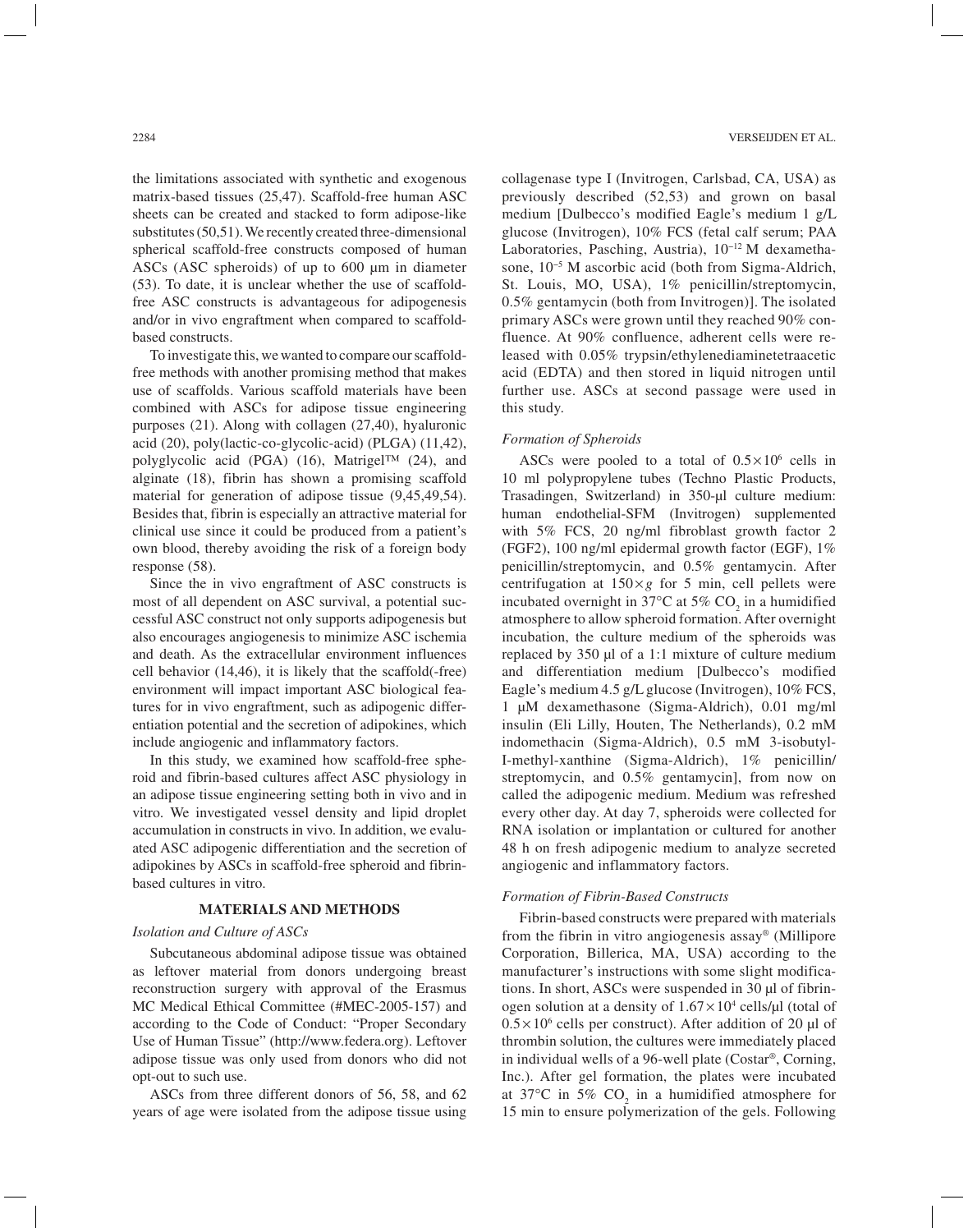the limitations associated with synthetic and exogenous matrix-based tissues (25,47). Scaffold-free human ASC sheets can be created and stacked to form adipose-like substitutes (50,51). We recently created three-dimensional spherical scaffold-free constructs composed of human ASCs (ASC spheroids) of up to 600 µm in diameter (53). To date, it is unclear whether the use of scaffold-free ASC constructs is advantageous for adipogenesis and/or in vivo engraftment when compared to scaffold-based constructs.

To investigate this, we wanted to compare our scaffold-free methods with another promising method that makes use of scaffolds. Various scaffold materials have been combined with ASCs for adipose tissue engineering purposes (21). Along with collagen (27,40), hyaluronic acid (20), poly(lactic-co-glycolic-acid) (PLGA) (11,42), polyglycolic acid (PGA) (16), Matrigel™ (24), and alginate (18), fibrin has shown a promising scaffold material for generation of adipose tissue (9,45,49,54). Besides that, fibrin is especially an attractive material for clinical use since it could be produced from a patient's own blood, thereby avoiding the risk of a foreign body response (58).

Since the in vivo engraftment of ASC constructs is most of all dependent on ASC survival, a potential successful ASC construct not only supports adipogenesis but also encourages angiogenesis to minimize ASC ischemia and death. As the extracellular environment influences cell behavior (14,46), it is likely that the scaffold(-free) environment will impact important ASC biological features for in vivo engraftment, such as adipogenic differentiation potential and the secretion of adipokines, which include angiogenic and inflammatory factors.

In this study, we examined how scaffold-free spheroid and fibrin-based cultures affect ASC physiology in an adipose tissue engineering setting both in vivo and in vitro. We investigated vessel density and lipid droplet accumulation in constructs in vivo. In addition, we evaluated ASC adipogenic differentiation and the secretion of adipokines by ASCs in scaffold-free spheroid and fibrin-based cultures in vitro.

## MATERIALS AND METHODS

### *Isolation and Culture of ASCs*

Subcutaneous abdominal adipose tissue was obtained as leftover material from donors undergoing breast reconstruction surgery with approval of the Erasmus MC Medical Ethical Committee (#MEC-2005-157) and according to the Code of Conduct: "Proper Secondary Use of Human Tissue" (http://www.federa.org). Leftover adipose tissue was only used from donors who did not opt-out to such use.

ASCs from three different donors of 56, 58, and 62 years of age were isolated from the adipose tissue using collagenase type I (Invitrogen, Carlsbad, CA, USA) as previously described (52,53) and grown on basal medium [Dulbecco's modified Eagle's medium 1 g/L glucose (Invitrogen), 10% FCS (fetal calf serum; PAA Laboratories, Pasching, Austria), $10^{-12}$ M dexamethasone, $10^{-5}$ M ascorbic acid (both from Sigma-Aldrich, St. Louis, MO, USA), 1% penicillin/streptomycin, 0.5% gentamycin (both from Invitrogen)]. The isolated primary ASCs were grown until they reached 90% confluence. At 90% confluence, adherent cells were released with 0.05% trypsin/ethylenediaminetetraacetic acid (EDTA) and then stored in liquid nitrogen until further use. ASCs at second passage were used in this study.

### *Formation of Spheroids*

ASCs were pooled to a total of $0.5\times10^6$ cells in 10 ml polypropylene tubes (Techno Plastic Products, Trasadingen, Switzerland) in 350-µl culture medium: human endothelial-SFM (Invitrogen) supplemented with 5% FCS, 20 ng/ml fibroblast growth factor 2 (FGF2), 100 ng/ml epidermal growth factor (EGF), 1% penicillin/streptomycin, and 0.5% gentamycin. After centrifugation at $150\times g$ for 5 min, cell pellets were incubated overnight in 37°C at 5% $CO_2$ in a humidified atmosphere to allow spheroid formation. After overnight incubation, the culture medium of the spheroids was replaced by 350 µl of a 1:1 mixture of culture medium and differentiation medium [Dulbecco's modified Eagle's medium 4.5 g/L glucose (Invitrogen), 10% FCS, 1 µM dexamethasone (Sigma-Aldrich), 0.01 mg/ml insulin (Eli Lilly, Houten, The Netherlands), 0.2 mM indomethacin (Sigma-Aldrich), 0.5 mM 3-isobutyl-I-methyl-xanthine (Sigma-Aldrich), 1% penicillin/streptomycin, and 0.5% gentamycin], from now on called the adipogenic medium. Medium was refreshed every other day. At day 7, spheroids were collected for RNA isolation or implantation or cultured for another 48 h on fresh adipogenic medium to analyze secreted angiogenic and inflammatory factors.

### *Formation of Fibrin-Based Constructs*

Fibrin-based constructs were prepared with materials from the fibrin in vitro angiogenesis assay® (Millipore Corporation, Billerica, MA, USA) according to the manufacturer's instructions with some slight modifications. In short, ASCs were suspended in 30 µl of fibrinogen solution at a density of $1.67\times10^4$ cells/µl (total of $0.5\times10^6$ cells per construct). After addition of 20 µl of thrombin solution, the cultures were immediately placed in individual wells of a 96-well plate (Costar®, Corning, Inc.). After gel formation, the plates were incubated at 37°C in 5% $CO_2$ in a humidified atmosphere for 15 min to ensure polymerization of the gels. Following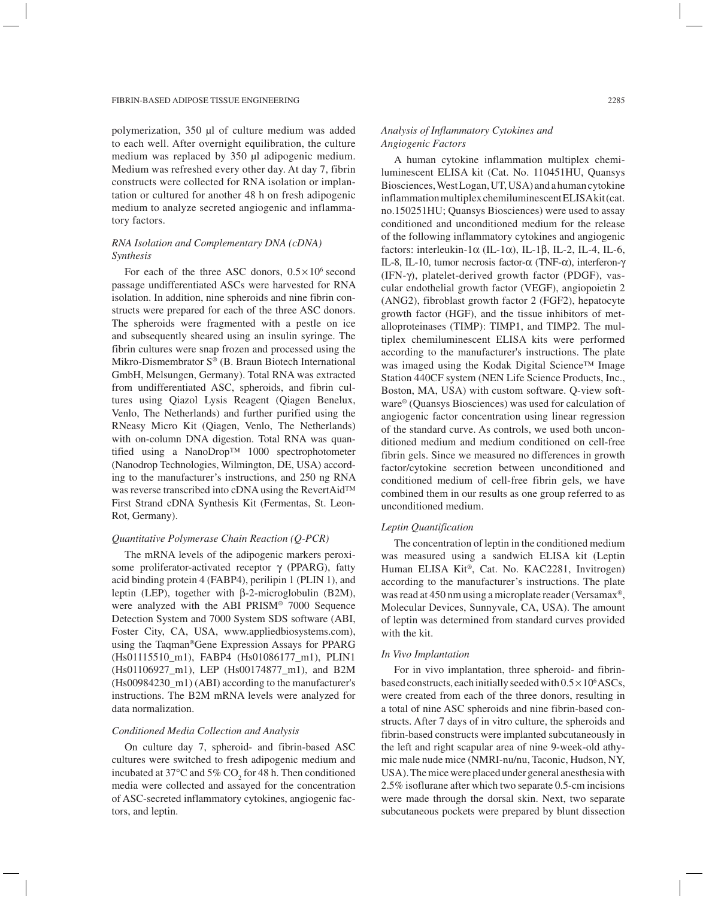polymerization, 350 μl of culture medium was added to each well. After overnight equilibration, the culture medium was replaced by 350 μl adipogenic medium. Medium was refreshed every other day. At day 7, fibrin constructs were collected for RNA isolation or implantation or cultured for another 48 h on fresh adipogenic medium to analyze secreted angiogenic and inflammatory factors.

### *RNA Isolation and Complementary DNA (cDNA) Synthesis*

For each of the three ASC donors, $0.5\times10^6$ second passage undifferentiated ASCs were harvested for RNA isolation. In addition, nine spheroids and nine fibrin constructs were prepared for each of the three ASC donors. The spheroids were fragmented with a pestle on ice and subsequently sheared using an insulin syringe. The fibrin cultures were snap frozen and processed using the Mikro-Dismembrator S® (B. Braun Biotech International GmbH, Melsungen, Germany). Total RNA was extracted from undifferentiated ASC, spheroids, and fibrin cultures using Qiazol Lysis Reagent (Qiagen Benelux, Venlo, The Netherlands) and further purified using the RNeasy Micro Kit (Qiagen, Venlo, The Netherlands) with on-column DNA digestion. Total RNA was quantified using a NanoDrop™ 1000 spectrophotometer (Nanodrop Technologies, Wilmington, DE, USA) according to the manufacturer's instructions, and 250 ng RNA was reverse transcribed into cDNA using the RevertAid™ First Strand cDNA Synthesis Kit (Fermentas, St. Leon-Rot, Germany).

### *Quantitative Polymerase Chain Reaction (Q-PCR)*

The mRNA levels of the adipogenic markers peroxisome proliferator-activated receptor γ (PPARG), fatty acid binding protein 4 (FABP4), perilipin 1 (PLIN 1), and leptin (LEP), together with β-2-microglobulin (B2M), were analyzed with the ABI PRISM® 7000 Sequence Detection System and 7000 System SDS software (ABI, Foster City, CA, USA, www.appliedbiosystems.com), using the Taqman®Gene Expression Assays for PPARG (Hs01115510_m1), FABP4 (Hs01086177_m1), PLIN1 (Hs01106927_m1), LEP (Hs00174877_m1), and B2M (Hs00984230_m1) (ABI) according to the manufacturer's instructions. The B2M mRNA levels were analyzed for data normalization.

### *Conditioned Media Collection and Analysis*

On culture day 7, spheroid- and fibrin-based ASC cultures were switched to fresh adipogenic medium and incubated at 37°C and 5% $CO_2$ for 48 h. Then conditioned media were collected and assayed for the concentration of ASC-secreted inflammatory cytokines, angiogenic factors, and leptin.

### *Analysis of Inflammatory Cytokines and Angiogenic Factors*

A human cytokine inflammation multiplex chemiluminescent ELISA kit (Cat. No. 110451HU, Quansys Biosciences, West Logan, UT, USA) and a human cytokine inflammation multiplex chemiluminescent ELISA kit (cat. no.150251HU; Quansys Biosciences) were used to assay conditioned and unconditioned medium for the release of the following inflammatory cytokines and angiogenic factors: interleukin-1α (IL-1α), IL-1β, IL-2, IL-4, IL-6, IL-8, IL-10, tumor necrosis factor-α (TNF-α), interferon-γ (IFN-γ), platelet-derived growth factor (PDGF), vascular endothelial growth factor (VEGF), angiopoietin 2 (ANG2), fibroblast growth factor 2 (FGF2), hepatocyte growth factor (HGF), and the tissue inhibitors of metalloproteinases (TIMP): TIMP1, and TIMP2. The multiplex chemiluminescent ELISA kits were performed according to the manufacturer's instructions. The plate was imaged using the Kodak Digital Science™ Image Station 440CF system (NEN Life Science Products, Inc., Boston, MA, USA) with custom software. Q-view software® (Quansys Biosciences) was used for calculation of angiogenic factor concentration using linear regression of the standard curve. As controls, we used both unconditioned medium and medium conditioned on cell-free fibrin gels. Since we measured no differences in growth factor/cytokine secretion between unconditioned and conditioned medium of cell-free fibrin gels, we have combined them in our results as one group referred to as unconditioned medium.

### *Leptin Quantification*

The concentration of leptin in the conditioned medium was measured using a sandwich ELISA kit (Leptin Human ELISA Kit®, Cat. No. KAC2281, Invitrogen) according to the manufacturer's instructions. The plate was read at 450 nm using a microplate reader (Versamax®, Molecular Devices, Sunnyvale, CA, USA). The amount of leptin was determined from standard curves provided with the kit.

### *In Vivo Implantation*

For in vivo implantation, three spheroid- and fibrin-based constructs, each initially seeded with $0.5\times10^6$ ASCs, were created from each of the three donors, resulting in a total of nine ASC spheroids and nine fibrin-based constructs. After 7 days of in vitro culture, the spheroids and fibrin-based constructs were implanted subcutaneously in the left and right scapular area of nine 9-week-old athymic male nude mice (NMRI-nu/nu, Taconic, Hudson, NY, USA). The mice were placed under general anesthesia with 2.5% isoflurane after which two separate 0.5-cm incisions were made through the dorsal skin. Next, two separate subcutaneous pockets were prepared by blunt dissection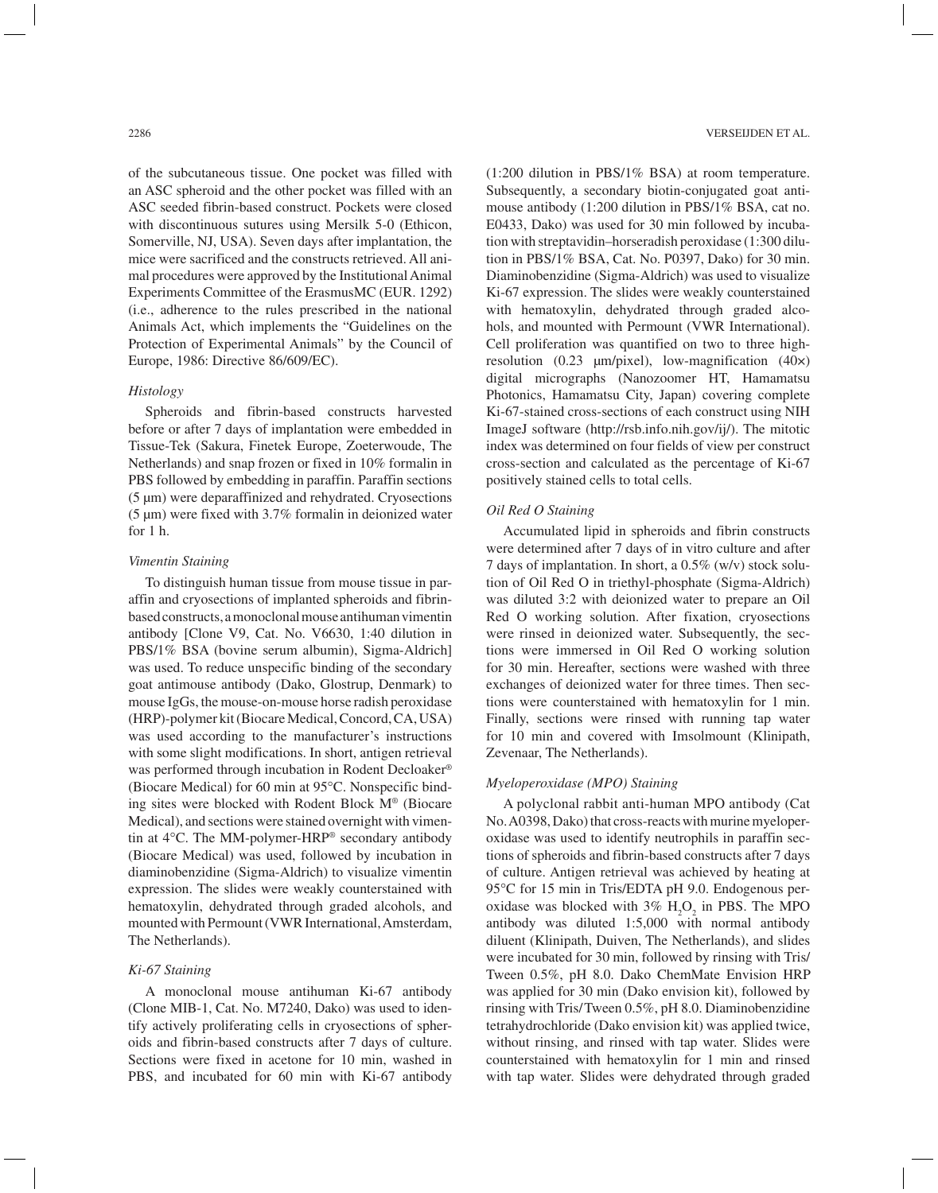of the subcutaneous tissue. One pocket was filled with an ASC spheroid and the other pocket was filled with an ASC seeded fibrin-based construct. Pockets were closed with discontinuous sutures using Mersilk 5-0 (Ethicon, Somerville, NJ, USA). Seven days after implantation, the mice were sacrificed and the constructs retrieved. All animal procedures were approved by the Institutional Animal Experiments Committee of the ErasmusMC (EUR. 1292) (i.e., adherence to the rules prescribed in the national Animals Act, which implements the "Guidelines on the Protection of Experimental Animals" by the Council of Europe, 1986: Directive 86/609/EC).

### *Histology*

Spheroids and fibrin-based constructs harvested before or after 7 days of implantation were embedded in Tissue-Tek (Sakura, Finetek Europe, Zoeterwoude, The Netherlands) and snap frozen or fixed in 10% formalin in PBS followed by embedding in paraffin. Paraffin sections (5 µm) were deparaffinized and rehydrated. Cryosections (5 µm) were fixed with 3.7% formalin in deionized water for 1 h.

### *Vimentin Staining*

To distinguish human tissue from mouse tissue in paraffin and cryosections of implanted spheroids and fibrin-based constructs, a monoclonal mouse antihuman vimentin antibody [Clone V9, Cat. No. V6630, 1:40 dilution in PBS/1% BSA (bovine serum albumin), Sigma-Aldrich] was used. To reduce unspecific binding of the secondary goat antimouse antibody (Dako, Glostrup, Denmark) to mouse IgGs, the mouse-on-mouse horse radish peroxidase (HRP)-polymer kit (Biocare Medical, Concord, CA, USA) was used according to the manufacturer's instructions with some slight modifications. In short, antigen retrieval was performed through incubation in Rodent Decloaker® (Biocare Medical) for 60 min at 95°C. Nonspecific binding sites were blocked with Rodent Block M® (Biocare Medical), and sections were stained overnight with vimentin at 4°C. The MM-polymer-HRP® secondary antibody (Biocare Medical) was used, followed by incubation in diaminobenzidine (Sigma-Aldrich) to visualize vimentin expression. The slides were weakly counterstained with hematoxylin, dehydrated through graded alcohols, and mounted with Permount (VWR International, Amsterdam, The Netherlands).

### *Ki-67 Staining*

A monoclonal mouse antihuman Ki-67 antibody (Clone MIB-1, Cat. No. M7240, Dako) was used to identify actively proliferating cells in cryosections of spheroids and fibrin-based constructs after 7 days of culture. Sections were fixed in acetone for 10 min, washed in PBS, and incubated for 60 min with Ki-67 antibody (1:200 dilution in PBS/1% BSA) at room temperature. Subsequently, a secondary biotin-conjugated goat antimouse antibody (1:200 dilution in PBS/1% BSA, cat no. E0433, Dako) was used for 30 min followed by incubation with streptavidin–horseradish peroxidase (1:300 dilution in PBS/1% BSA, Cat. No. P0397, Dako) for 30 min. Diaminobenzidine (Sigma-Aldrich) was used to visualize Ki-67 expression. The slides were weakly counterstained with hematoxylin, dehydrated through graded alcohols, and mounted with Permount (VWR International). Cell proliferation was quantified on two to three high-resolution (0.23 µm/pixel), low-magnification (40×) digital micrographs (Nanozoomer HT, Hamamatsu Photonics, Hamamatsu City, Japan) covering complete Ki-67-stained cross-sections of each construct using NIH ImageJ software (http://rsb.info.nih.gov/ij/). The mitotic index was determined on four fields of view per construct cross-section and calculated as the percentage of Ki-67 positively stained cells to total cells.

### *Oil Red O Staining*

Accumulated lipid in spheroids and fibrin constructs were determined after 7 days of in vitro culture and after 7 days of implantation. In short, a 0.5% (w/v) stock solution of Oil Red O in triethyl-phosphate (Sigma-Aldrich) was diluted 3:2 with deionized water to prepare an Oil Red O working solution. After fixation, cryosections were rinsed in deionized water. Subsequently, the sections were immersed in Oil Red O working solution for 30 min. Hereafter, sections were washed with three exchanges of deionized water for three times. Then sections were counterstained with hematoxylin for 1 min. Finally, sections were rinsed with running tap water for 10 min and covered with Imsolmount (Klinipath, Zevenaar, The Netherlands).

### *Myeloperoxidase (MPO) Staining*

A polyclonal rabbit anti-human MPO antibody (Cat No. A0398, Dako) that cross-reacts with murine myeloperoxidase was used to identify neutrophils in paraffin sections of spheroids and fibrin-based constructs after 7 days of culture. Antigen retrieval was achieved by heating at 95°C for 15 min in Tris/EDTA pH 9.0. Endogenous peroxidase was blocked with 3% $H_2O_2$ in PBS. The MPO antibody was diluted 1:5,000 with normal antibody diluent (Klinipath, Duiven, The Netherlands), and slides were incubated for 30 min, followed by rinsing with Tris/Tween 0.5%, pH 8.0. Dako ChemMate Envision HRP was applied for 30 min (Dako envision kit), followed by rinsing with Tris/Tween 0.5%, pH 8.0. Diaminobenzidine tetrahydrochloride (Dako envision kit) was applied twice, without rinsing, and rinsed with tap water. Slides were counterstained with hematoxylin for 1 min and rinsed with tap water. Slides were dehydrated through graded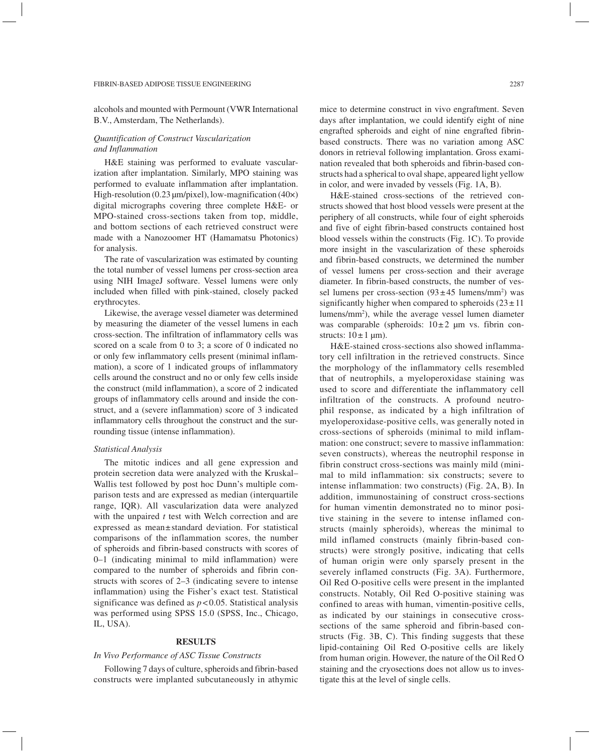alcohols and mounted with Permount (VWR International B.V., Amsterdam, The Netherlands).

### *Quantification of Construct Vascularization and Inflammation*

H&E staining was performed to evaluate vascularization after implantation. Similarly, MPO staining was performed to evaluate inflammation after implantation. High-resolution (0.23 μm/pixel), low-magnification (40×) digital micrographs covering three complete H&E- or MPO-stained cross-sections taken from top, middle, and bottom sections of each retrieved construct were made with a Nanozoomer HT (Hamamatsu Photonics) for analysis.

The rate of vascularization was estimated by counting the total number of vessel lumens per cross-section area using NIH ImageJ software. Vessel lumens were only included when filled with pink-stained, closely packed erythrocytes.

Likewise, the average vessel diameter was determined by measuring the diameter of the vessel lumens in each cross-section. The infiltration of inflammatory cells was scored on a scale from 0 to 3; a score of 0 indicated no or only few inflammatory cells present (minimal inflammation), a score of 1 indicated groups of inflammatory cells around the construct and no or only few cells inside the construct (mild inflammation), a score of 2 indicated groups of inflammatory cells around and inside the construct, and a (severe inflammation) score of 3 indicated inflammatory cells throughout the construct and the surrounding tissue (intense inflammation).

### *Statistical Analysis*

The mitotic indices and all gene expression and protein secretion data were analyzed with the Kruskal–Wallis test followed by post hoc Dunn's multiple comparison tests and are expressed as median (interquartile range, IQR). All vascularization data were analyzed with the unpaired $t$ test with Welch correction and are expressed as mean±standard deviation. For statistical comparisons of the inflammation scores, the number of spheroids and fibrin-based constructs with scores of 0–1 (indicating minimal to mild inflammation) were compared to the number of spheroids and fibrin constructs with scores of 2–3 (indicating severe to intense inflammation) using the Fisher's exact test. Statistical significance was defined as $p<0.05$. Statistical analysis was performed using SPSS 15.0 (SPSS, Inc., Chicago, IL, USA).

## RESULTS

### *In Vivo Performance of ASC Tissue Constructs*

Following 7 days of culture, spheroids and fibrin-based constructs were implanted subcutaneously in athymic mice to determine construct in vivo engraftment. Seven days after implantation, we could identify eight of nine engrafted spheroids and eight of nine engrafted fibrin-based constructs. There was no variation among ASC donors in retrieval following implantation. Gross examination revealed that both spheroids and fibrin-based constructs had a spherical to oval shape, appeared light yellow in color, and were invaded by vessels (Fig. 1A, B).

H&E-stained cross-sections of the retrieved constructs showed that host blood vessels were present at the periphery of all constructs, while four of eight spheroids and five of eight fibrin-based constructs contained host blood vessels within the constructs (Fig. 1C). To provide more insight in the vascularization of these spheroids and fibrin-based constructs, we determined the number of vessel lumens per cross-section and their average diameter. In fibrin-based constructs, the number of vessel lumens per cross-section ($93\pm45$ lumens/mm$^2$) was significantly higher when compared to spheroids ($23\pm11$ lumens/mm$^2$), while the average vessel lumen diameter was comparable (spheroids: $10\pm2$ μm vs. fibrin constructs: $10\pm1$ μm).

H&E-stained cross-sections also showed inflammatory cell infiltration in the retrieved constructs. Since the morphology of the inflammatory cells resembled that of neutrophils, a myeloperoxidase staining was used to score and differentiate the inflammatory cell infiltration of the constructs. A profound neutrophil response, as indicated by a high infiltration of myeloperoxidase-positive cells, was generally noted in cross-sections of spheroids (minimal to mild inflammation: one construct; severe to massive inflammation: seven constructs), whereas the neutrophil response in fibrin construct cross-sections was mainly mild (minimal to mild inflammation: six constructs; severe to intense inflammation: two constructs) (Fig. 2A, B). In addition, immunostaining of construct cross-sections for human vimentin demonstrated no to minor positive staining in the severe to intense inflamed constructs (mainly spheroids), whereas the minimal to mild inflamed constructs (mainly fibrin-based constructs) were strongly positive, indicating that cells of human origin were only sparsely present in the severely inflamed constructs (Fig. 3A). Furthermore, Oil Red O-positive cells were present in the implanted constructs. Notably, Oil Red O-positive staining was confined to areas with human, vimentin-positive cells, as indicated by our stainings in consecutive cross-sections of the same spheroid and fibrin-based constructs (Fig. 3B, C). This finding suggests that these lipid-containing Oil Red O-positive cells are likely from human origin. However, the nature of the Oil Red O staining and the cryosections does not allow us to investigate this at the level of single cells.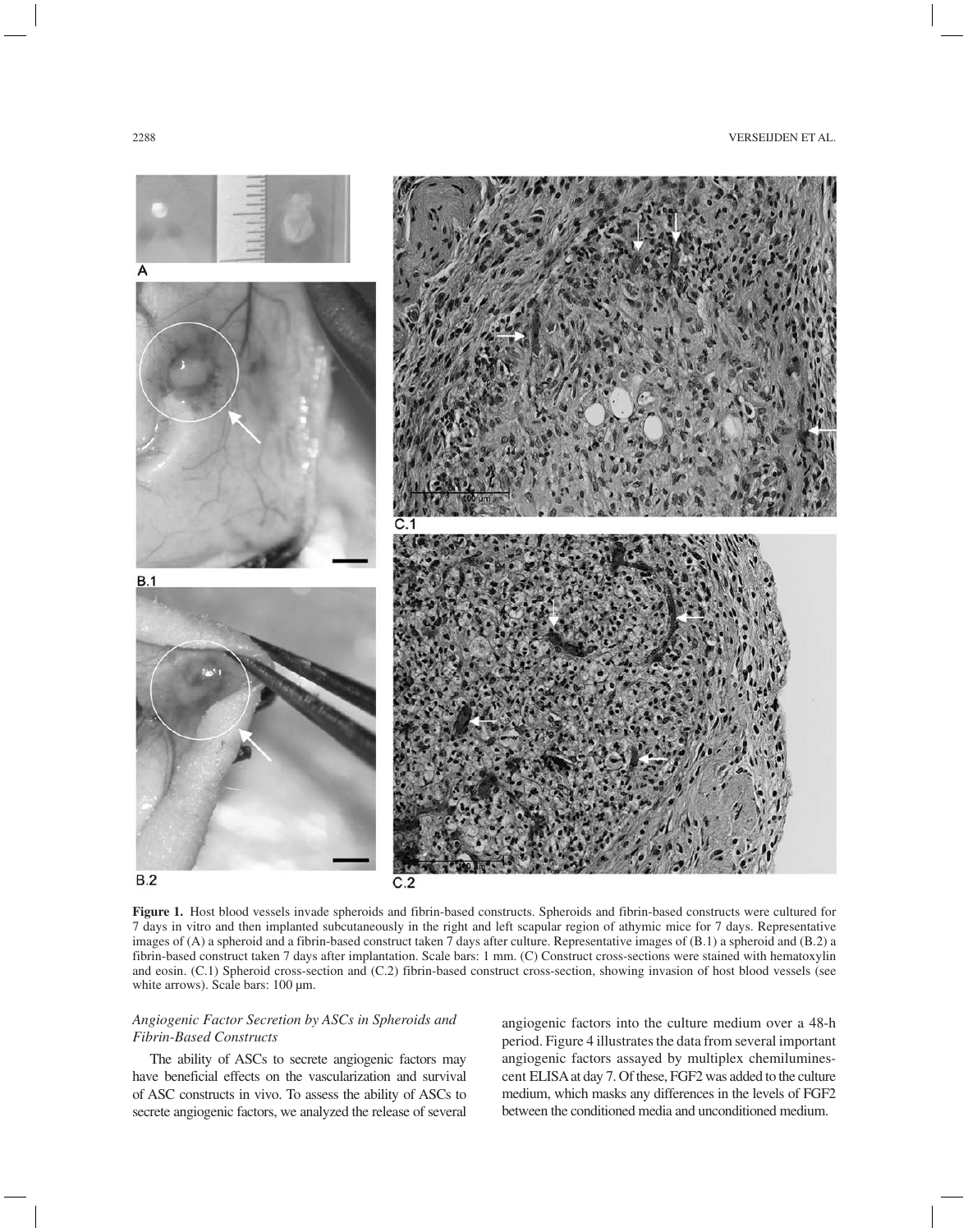**Figure 1.** Host blood vessels invade spheroids and fibrin-based constructs. Spheroids and fibrin-based constructs were cultured for 7 days in vitro and then implanted subcutaneously in the right and left scapular region of athymic mice for 7 days. Representative images of (A) a spheroid and a fibrin-based construct taken 7 days after culture. Representative images of (B.1) a spheroid and (B.2) a fibrin-based construct taken 7 days after implantation. Scale bars: 1 mm. (C) Construct cross-sections were stained with hematoxylin and eosin. (C.1) Spheroid cross-section and (C.2) fibrin-based construct cross-section, showing invasion of host blood vessels (see white arrows). Scale bars: 100 μm.

### *Angiogenic Factor Secretion by ASCs in Spheroids and Fibrin-Based Constructs*

The ability of ASCs to secrete angiogenic factors may have beneficial effects on the vascularization and survival of ASC constructs in vivo. To assess the ability of ASCs to secrete angiogenic factors, we analyzed the release of several angiogenic factors into the culture medium over a 48-h period. Figure 4 illustrates the data from several important angiogenic factors assayed by multiplex chemiluminescent ELISA at day 7. Of these, FGF2 was added to the culture medium, which masks any differences in the levels of FGF2 between the conditioned media and unconditioned medium.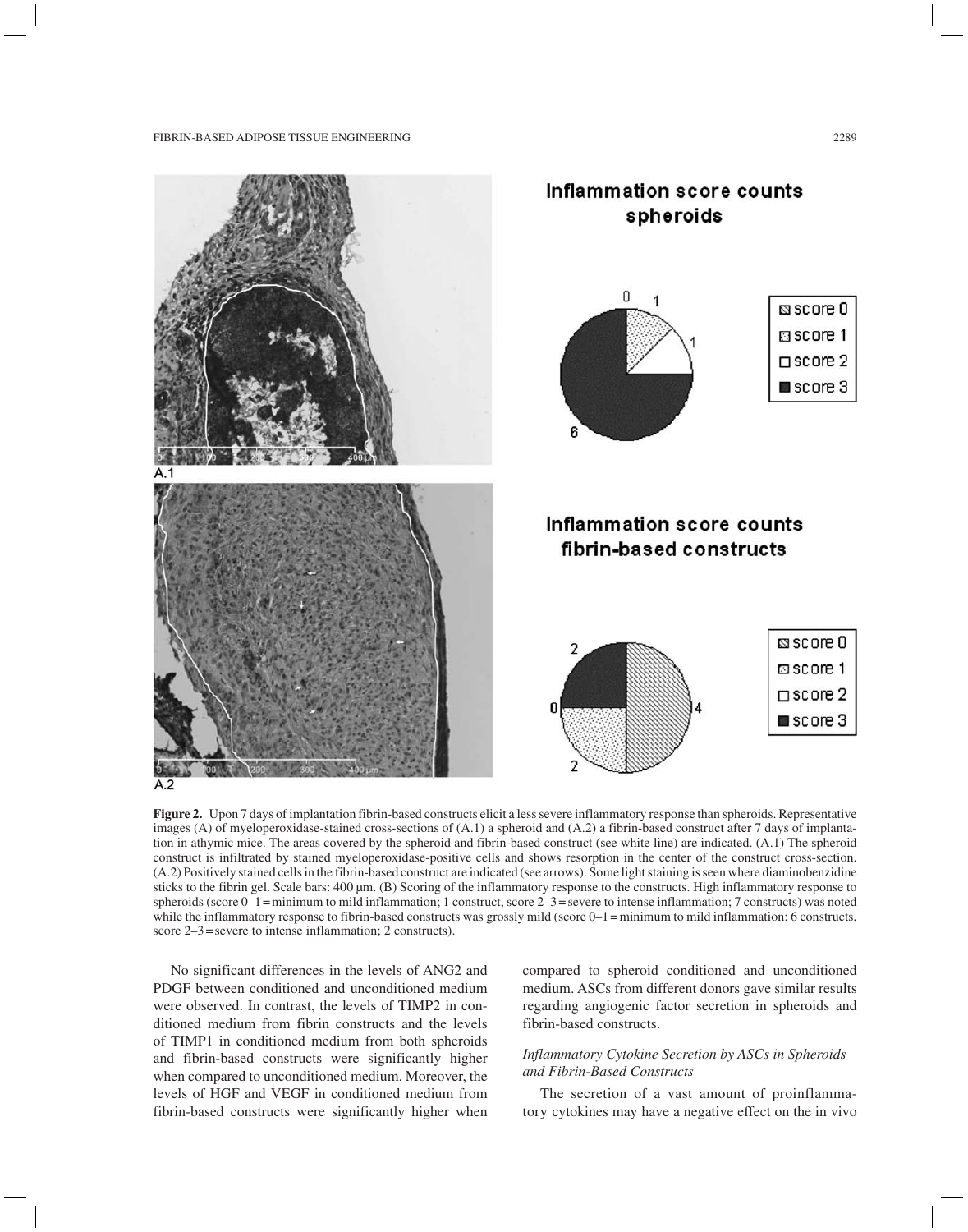**Figure 2.** Upon 7 days of implantation fibrin-based constructs elicit a less severe inflammatory response than spheroids. Representative images (A) of myeloperoxidase-stained cross-sections of (A.1) a spheroid and (A.2) a fibrin-based construct after 7 days of implantation in athymic mice. The areas covered by the spheroid and fibrin-based construct (see white line) are indicated. (A.1) The spheroid construct is infiltrated by stained myeloperoxidase-positive cells and shows resorption in the center of the construct cross-section. (A.2) Positively stained cells in the fibrin-based construct are indicated (see arrows). Some light staining is seen where diaminobenzidine sticks to the fibrin gel. Scale bars: 400 µm. (B) Scoring of the inflammatory response to the constructs. High inflammatory response to spheroids (score 0–1 = minimum to mild inflammation; 1 construct, score 2–3 = severe to intense inflammation; 7 constructs) was noted while the inflammatory response to fibrin-based constructs was grossly mild (score 0–1 = minimum to mild inflammation; 6 constructs, score 2–3 = severe to intense inflammation; 2 constructs).

No significant differences in the levels of ANG2 and PDGF between conditioned and unconditioned medium were observed. In contrast, the levels of TIMP2 in conditioned medium from fibrin constructs and the levels of TIMP1 in conditioned medium from both spheroids and fibrin-based constructs were significantly higher when compared to unconditioned medium. Moreover, the levels of HGF and VEGF in conditioned medium from fibrin-based constructs were significantly higher when compared to spheroid conditioned and unconditioned medium. ASCs from different donors gave similar results regarding angiogenic factor secretion in spheroids and fibrin-based constructs.

### *Inflammatory Cytokine Secretion by ASCs in Spheroids and Fibrin-Based Constructs*

The secretion of a vast amount of proinflammatory cytokines may have a negative effect on the in vivo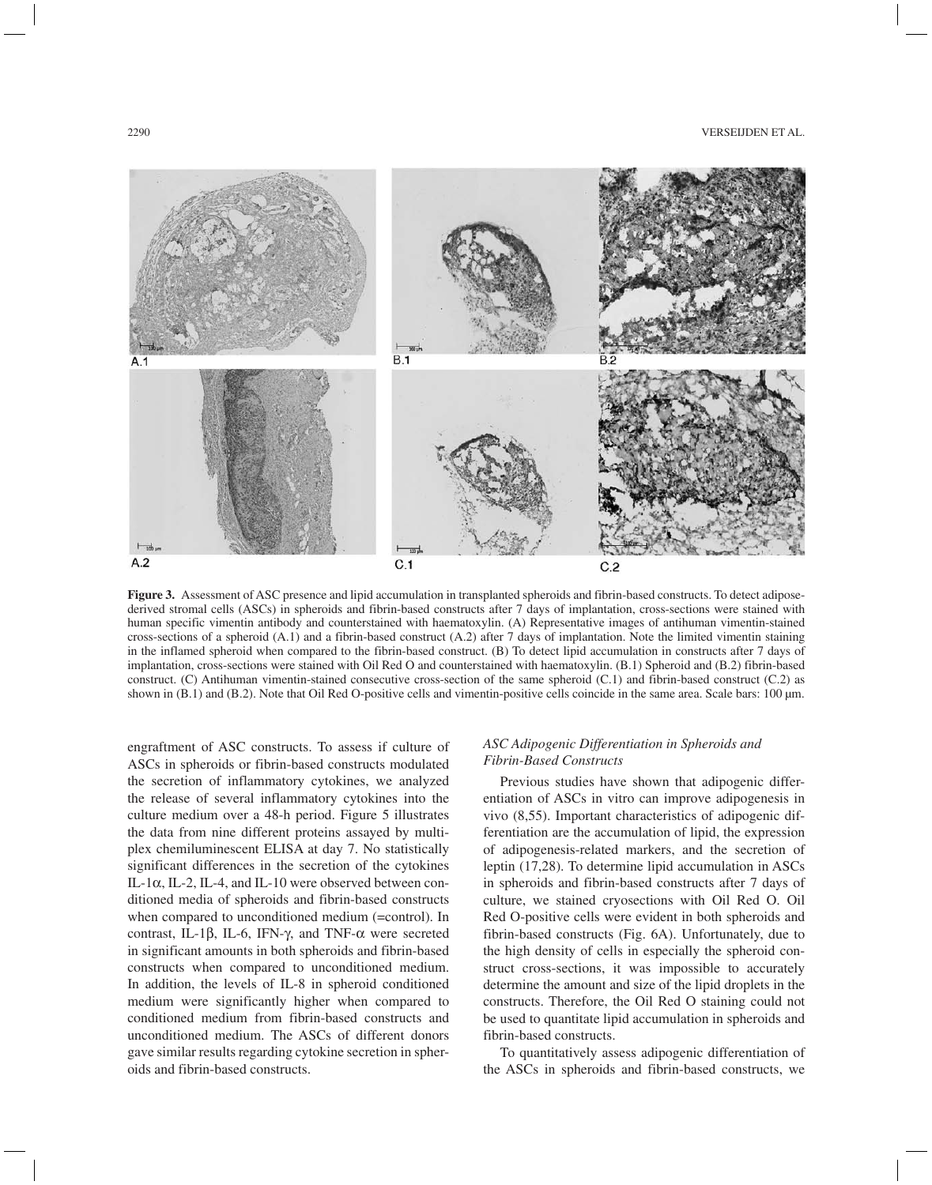**Figure 3.** Assessment of ASC presence and lipid accumulation in transplanted spheroids and fibrin-based constructs. To detect adipose-derived stromal cells (ASCs) in spheroids and fibrin-based constructs after 7 days of implantation, cross-sections were stained with human specific vimentin antibody and counterstained with haematoxylin. (A) Representative images of antihuman vimentin-stained cross-sections of a spheroid (A.1) and a fibrin-based construct (A.2) after 7 days of implantation. Note the limited vimentin staining in the inflamed spheroid when compared to the fibrin-based construct. (B) To detect lipid accumulation in constructs after 7 days of implantation, cross-sections were stained with Oil Red O and counterstained with haematoxylin. (B.1) Spheroid and (B.2) fibrin-based construct. (C) Antihuman vimentin-stained consecutive cross-section of the same spheroid (C.1) and fibrin-based construct (C.2) as shown in (B.1) and (B.2). Note that Oil Red O-positive cells and vimentin-positive cells coincide in the same area. Scale bars: 100 μm.

engraftment of ASC constructs. To assess if culture of ASCs in spheroids or fibrin-based constructs modulated the secretion of inflammatory cytokines, we analyzed the release of several inflammatory cytokines into the culture medium over a 48-h period. Figure 5 illustrates the data from nine different proteins assayed by multiplex chemiluminescent ELISA at day 7. No statistically significant differences in the secretion of the cytokines IL-1$\alpha$, IL-2, IL-4, and IL-10 were observed between conditioned media of spheroids and fibrin-based constructs when compared to unconditioned medium (=control). In contrast, IL-1$\beta$, IL-6, IFN-$\gamma$, and TNF-$\alpha$ were secreted in significant amounts in both spheroids and fibrin-based constructs when compared to unconditioned medium. In addition, the levels of IL-8 in spheroid conditioned medium were significantly higher when compared to conditioned medium from fibrin-based constructs and unconditioned medium. The ASCs of different donors gave similar results regarding cytokine secretion in spheroids and fibrin-based constructs.

### *ASC Adipogenic Differentiation in Spheroids and Fibrin-Based Constructs*

Previous studies have shown that adipogenic differentiation of ASCs in vitro can improve adipogenesis in vivo (8,55). Important characteristics of adipogenic differentiation are the accumulation of lipid, the expression of adipogenesis-related markers, and the secretion of leptin (17,28). To determine lipid accumulation in ASCs in spheroids and fibrin-based constructs after 7 days of culture, we stained cryosections with Oil Red O. Oil Red O-positive cells were evident in both spheroids and fibrin-based constructs (Fig. 6A). Unfortunately, due to the high density of cells in especially the spheroid construct cross-sections, it was impossible to accurately determine the amount and size of the lipid droplets in the constructs. Therefore, the Oil Red O staining could not be used to quantitate lipid accumulation in spheroids and fibrin-based constructs.

To quantitatively assess adipogenic differentiation of the ASCs in spheroids and fibrin-based constructs, we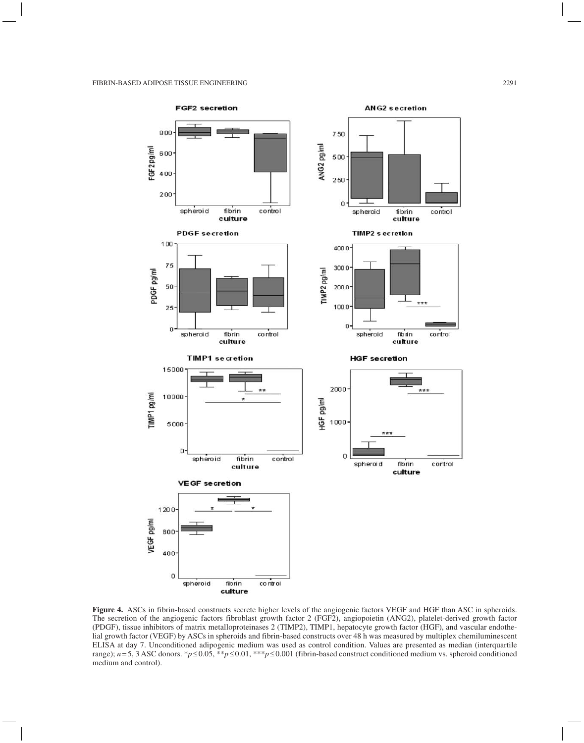**Figure 4.** ASCs in fibrin-based constructs secrete higher levels of the angiogenic factors VEGF and HGF than ASC in spheroids. The secretion of the angiogenic factors fibroblast growth factor 2 (FGF2), angiopoietin (ANG2), platelet-derived growth factor (PDGF), tissue inhibitors of matrix metalloproteinases 2 (TIMP2), TIMP1, hepatocyte growth factor (HGF), and vascular endothelial growth factor (VEGF) by ASCs in spheroids and fibrin-based constructs over 48 h was measured by multiplex chemiluminescent ELISA at day 7. Unconditioned adipogenic medium was used as control condition. Values are presented as median (interquartile range); $n=5$, 3 ASC donors. \*$p \leq 0.05$, \*\*$p \leq 0.01$, \*\*\*$p \leq 0.001$ (fibrin-based construct conditioned medium vs. spheroid conditioned medium and control).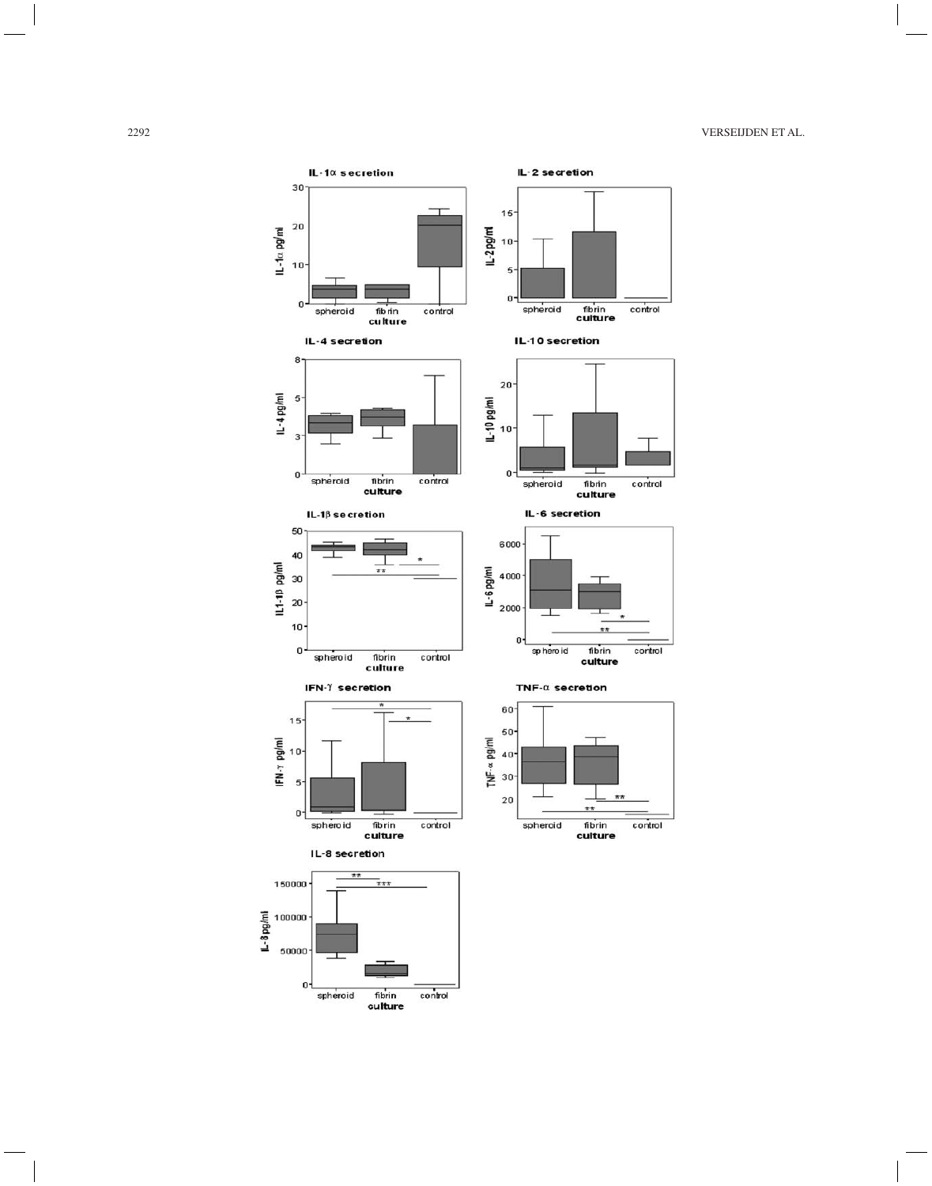IL-1α secretion

IL-2 secretion

IL-4 secretion

IL-10 secretion

IL-1β secretion

IL-6 secretion

IFN-γ secretion

TNF-α secretion

IL-8 secretion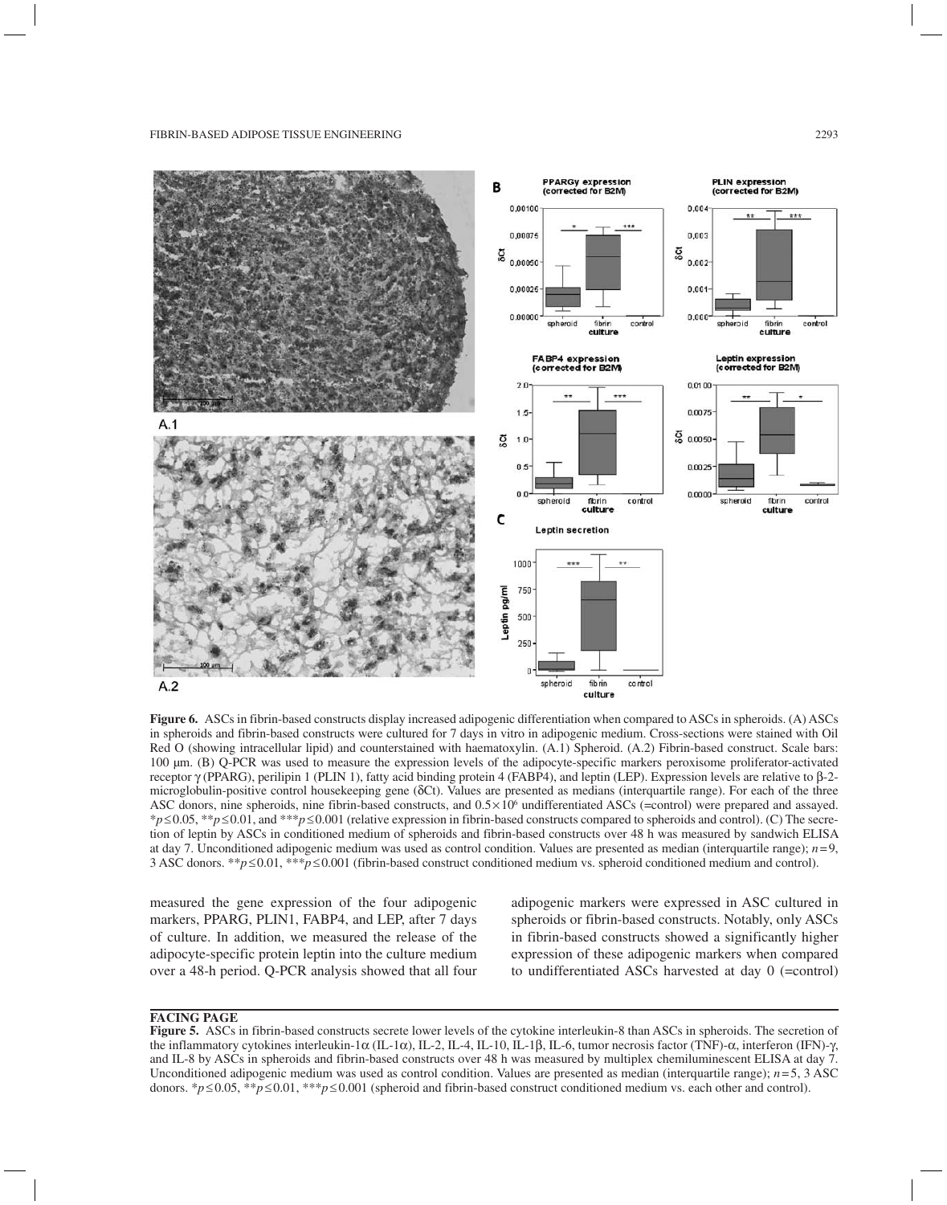**Figure 6.** ASCs in fibrin-based constructs display increased adipogenic differentiation when compared to ASCs in spheroids. (A) ASCs in spheroids and fibrin-based constructs were cultured for 7 days in vitro in adipogenic medium. Cross-sections were stained with Oil Red O (showing intracellular lipid) and counterstained with haematoxylin. (A.1) Spheroid. (A.2) Fibrin-based construct. Scale bars: 100 µm. (B) Q-PCR was used to measure the expression levels of the adipocyte-specific markers peroxisome proliferator-activated receptor γ (PPARG), perilipin 1 (PLIN 1), fatty acid binding protein 4 (FABP4), and leptin (LEP). Expression levels are relative to β-2-microglobulin-positive control housekeeping gene (δCt). Values are presented as medians (interquartile range). For each of the three ASC donors, nine spheroids, nine fibrin-based constructs, and $0.5\times10^6$ undifferentiated ASCs (=control) were prepared and assayed. *$p\leq0.05$, **$p\leq0.01$, and ***$p\leq0.001$ (relative expression in fibrin-based constructs compared to spheroids and control). (C) The secretion of leptin by ASCs in conditioned medium of spheroids and fibrin-based constructs over 48 h was measured by sandwich ELISA at day 7. Unconditioned adipogenic medium was used as control condition. Values are presented as median (interquartile range); $n=9$, 3 ASC donors. **$p\leq0.01$, ***$p\leq0.001$ (fibrin-based construct conditioned medium vs. spheroid conditioned medium and control).

measured the gene expression of the four adipogenic markers, PPARG, PLIN1, FABP4, and LEP, after 7 days of culture. In addition, we measured the release of the adipocyte-specific protein leptin into the culture medium over a 48-h period. Q-PCR analysis showed that all four adipogenic markers were expressed in ASC cultured in spheroids or fibrin-based constructs. Notably, only ASCs in fibrin-based constructs showed a significantly higher expression of these adipogenic markers when compared to undifferentiated ASCs harvested at day 0 (=control)

**FACING PAGE**

**Figure 5.** ASCs in fibrin-based constructs secrete lower levels of the cytokine interleukin-8 than ASCs in spheroids. The secretion of the inflammatory cytokines interleukin-1α (IL-1α), IL-2, IL-4, IL-10, IL-1β, IL-6, tumor necrosis factor (TNF)-α, interferon (IFN)-γ, and IL-8 by ASCs in spheroids and fibrin-based constructs over 48 h was measured by multiplex chemiluminescent ELISA at day 7. Unconditioned adipogenic medium was used as control condition. Values are presented as median (interquartile range); $n=5$, 3 ASC donors. *$p\leq0.05$, **$p\leq0.01$, ***$p\leq0.001$ (spheroid and fibrin-based construct conditioned medium vs. each other and control).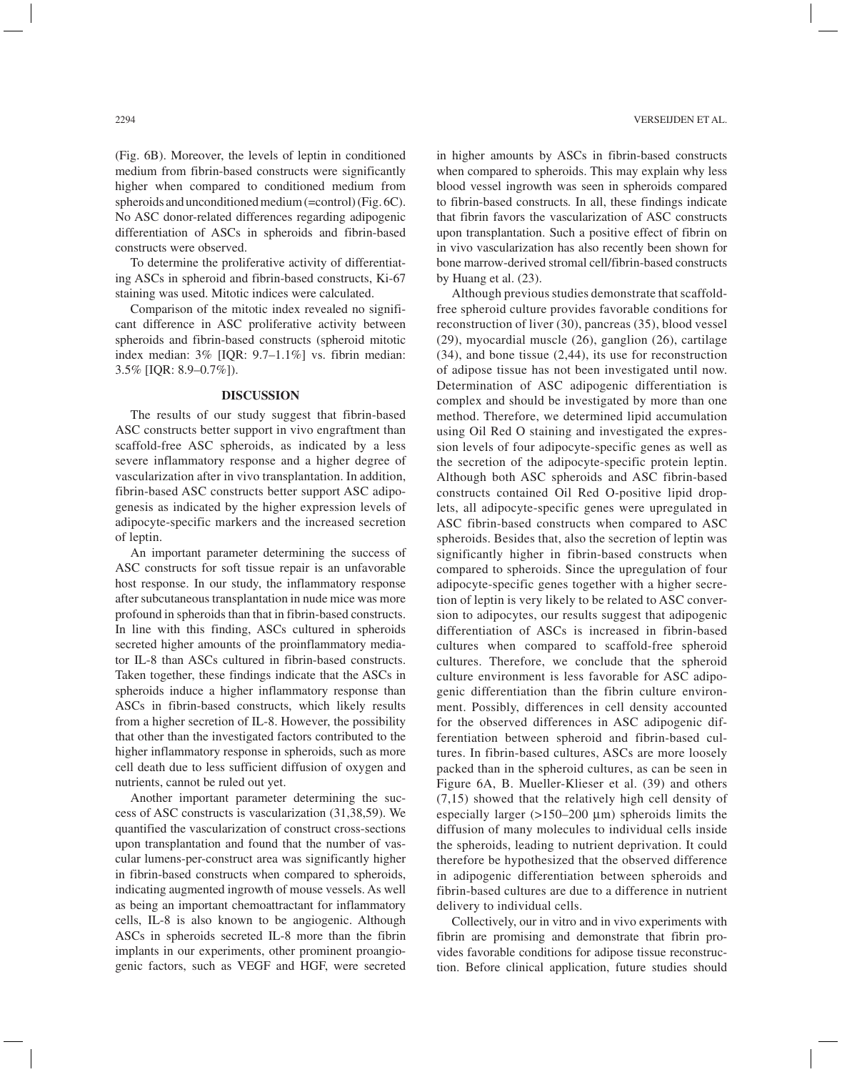(Fig. 6B). Moreover, the levels of leptin in conditioned medium from fibrin-based constructs were significantly higher when compared to conditioned medium from spheroids and unconditioned medium (=control) (Fig. 6C). No ASC donor-related differences regarding adipogenic differentiation of ASCs in spheroids and fibrin-based constructs were observed.

To determine the proliferative activity of differentiating ASCs in spheroid and fibrin-based constructs, Ki-67 staining was used. Mitotic indices were calculated.

Comparison of the mitotic index revealed no significant difference in ASC proliferative activity between spheroids and fibrin-based constructs (spheroid mitotic index median: 3% [IQR: 9.7–1.1%] vs. fibrin median: 3.5% [IQR: 8.9–0.7%]).

## DISCUSSION

The results of our study suggest that fibrin-based ASC constructs better support in vivo engraftment than scaffold-free ASC spheroids, as indicated by a less severe inflammatory response and a higher degree of vascularization after in vivo transplantation. In addition, fibrin-based ASC constructs better support ASC adipogenesis as indicated by the higher expression levels of adipocyte-specific markers and the increased secretion of leptin.

An important parameter determining the success of ASC constructs for soft tissue repair is an unfavorable host response. In our study, the inflammatory response after subcutaneous transplantation in nude mice was more profound in spheroids than that in fibrin-based constructs. In line with this finding, ASCs cultured in spheroids secreted higher amounts of the proinflammatory mediator IL-8 than ASCs cultured in fibrin-based constructs. Taken together, these findings indicate that the ASCs in spheroids induce a higher inflammatory response than ASCs in fibrin-based constructs, which likely results from a higher secretion of IL-8. However, the possibility that other than the investigated factors contributed to the higher inflammatory response in spheroids, such as more cell death due to less sufficient diffusion of oxygen and nutrients, cannot be ruled out yet.

Another important parameter determining the success of ASC constructs is vascularization (31,38,59). We quantified the vascularization of construct cross-sections upon transplantation and found that the number of vascular lumens-per-construct area was significantly higher in fibrin-based constructs when compared to spheroids, indicating augmented ingrowth of mouse vessels. As well as being an important chemoattractant for inflammatory cells, IL-8 is also known to be angiogenic. Although ASCs in spheroids secreted IL-8 more than the fibrin implants in our experiments, other prominent proangiogenic factors, such as VEGF and HGF, were secreted in higher amounts by ASCs in fibrin-based constructs when compared to spheroids. This may explain why less blood vessel ingrowth was seen in spheroids compared to fibrin-based constructs. In all, these findings indicate that fibrin favors the vascularization of ASC constructs upon transplantation. Such a positive effect of fibrin on in vivo vascularization has also recently been shown for bone marrow-derived stromal cell/fibrin-based constructs by Huang et al. (23).

Although previous studies demonstrate that scaffold-free spheroid culture provides favorable conditions for reconstruction of liver (30), pancreas (35), blood vessel (29), myocardial muscle (26), ganglion (26), cartilage (34), and bone tissue (2,44), its use for reconstruction of adipose tissue has not been investigated until now. Determination of ASC adipogenic differentiation is complex and should be investigated by more than one method. Therefore, we determined lipid accumulation using Oil Red O staining and investigated the expression levels of four adipocyte-specific genes as well as the secretion of the adipocyte-specific protein leptin. Although both ASC spheroids and ASC fibrin-based constructs contained Oil Red O-positive lipid droplets, all adipocyte-specific genes were upregulated in ASC fibrin-based constructs when compared to ASC spheroids. Besides that, also the secretion of leptin was significantly higher in fibrin-based constructs when compared to spheroids. Since the upregulation of four adipocyte-specific genes together with a higher secretion of leptin is very likely to be related to ASC conversion to adipocytes, our results suggest that adipogenic differentiation of ASCs is increased in fibrin-based cultures when compared to scaffold-free spheroid cultures. Therefore, we conclude that the spheroid culture environment is less favorable for ASC adipogenic differentiation than the fibrin culture environment. Possibly, differences in cell density accounted for the observed differences in ASC adipogenic differentiation between spheroid and fibrin-based cultures. In fibrin-based cultures, ASCs are more loosely packed than in the spheroid cultures, as can be seen in Figure 6A, B. Mueller-Klieser et al. (39) and others (7,15) showed that the relatively high cell density of especially larger (>150–200 μm) spheroids limits the diffusion of many molecules to individual cells inside the spheroids, leading to nutrient deprivation. It could therefore be hypothesized that the observed difference in adipogenic differentiation between spheroids and fibrin-based cultures are due to a difference in nutrient delivery to individual cells.

Collectively, our in vitro and in vivo experiments with fibrin are promising and demonstrate that fibrin provides favorable conditions for adipose tissue reconstruction. Before clinical application, future studies should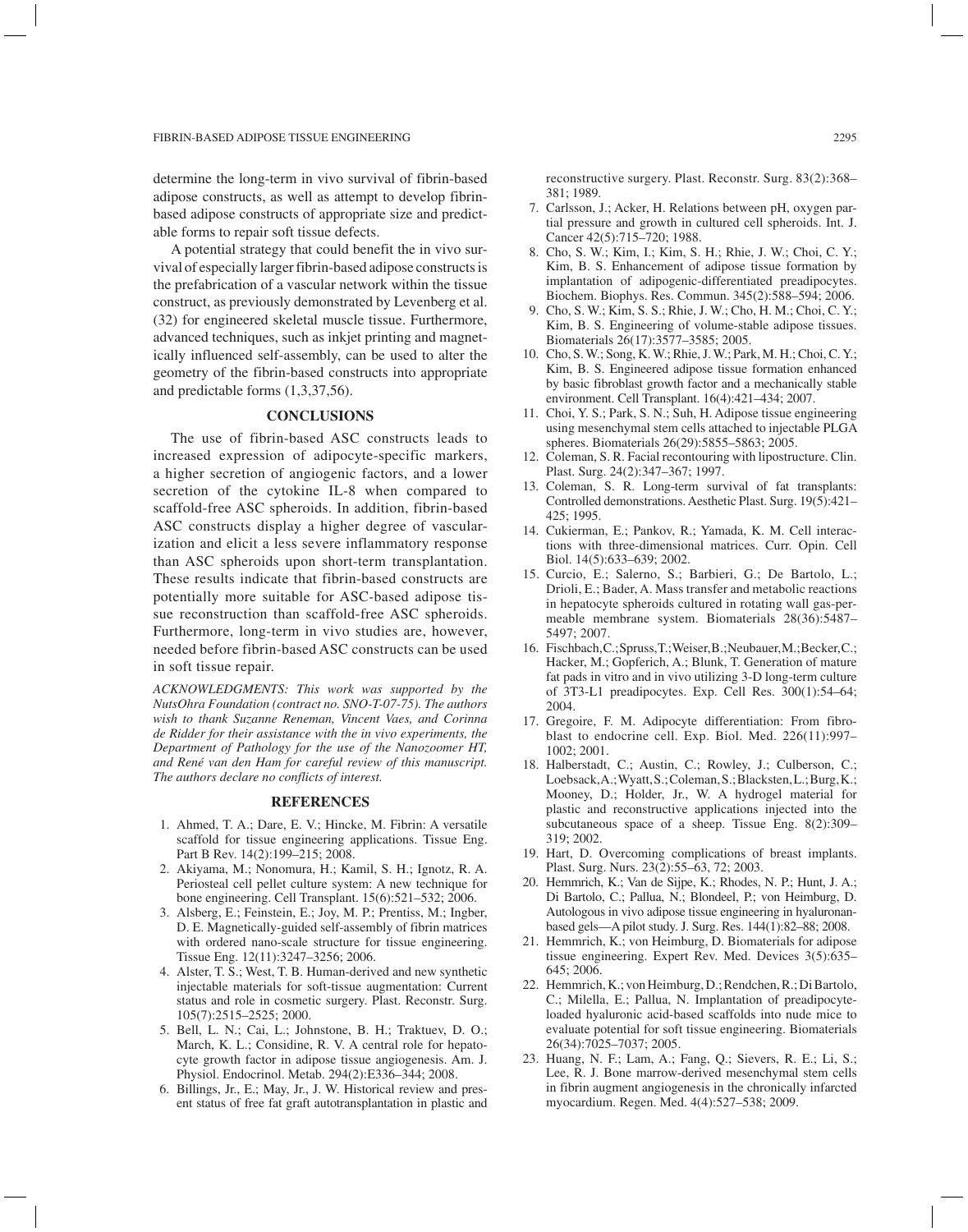determine the long-term in vivo survival of fibrin-based adipose constructs, as well as attempt to develop fibrin-based adipose constructs of appropriate size and predictable forms to repair soft tissue defects.

A potential strategy that could benefit the in vivo survival of especially larger fibrin-based adipose constructs is the prefabrication of a vascular network within the tissue construct, as previously demonstrated by Levenberg et al. (32) for engineered skeletal muscle tissue. Furthermore, advanced techniques, such as inkjet printing and magnetically influenced self-assembly, can be used to alter the geometry of the fibrin-based constructs into appropriate and predictable forms (1,3,37,56).

## CONCLUSIONS

The use of fibrin-based ASC constructs leads to increased expression of adipocyte-specific markers, a higher secretion of angiogenic factors, and a lower secretion of the cytokine IL-8 when compared to scaffold-free ASC spheroids. In addition, fibrin-based ASC constructs display a higher degree of vascularization and elicit a less severe inflammatory response than ASC spheroids upon short-term transplantation. These results indicate that fibrin-based constructs are potentially more suitable for ASC-based adipose tissue reconstruction than scaffold-free ASC spheroids. Furthermore, long-term in vivo studies are, however, needed before fibrin-based ASC constructs can be used in soft tissue repair.

*ACKNOWLEDGMENTS: This work was supported by the NutsOhra Foundation (contract no. SNO-T-07-75). The authors wish to thank Suzanne Reneman, Vincent Vaes, and Corinna de Ridder for their assistance with the in vivo experiments, the Department of Pathology for the use of the Nanozoomer HT, and René van den Ham for careful review of this manuscript. The authors declare no conflicts of interest.*

## REFERENCES

1. Ahmed, T. A.; Dare, E. V.; Hincke, M. Fibrin: A versatile scaffold for tissue engineering applications. Tissue Eng. Part B Rev. 14(2):199–215; 2008.
2. Akiyama, M.; Nonomura, H.; Kamil, S. H.; Ignotz, R. A. Periosteal cell pellet culture system: A new technique for bone engineering. Cell Transplant. 15(6):521–532; 2006.
3. Alsberg, E.; Feinstein, E.; Joy, M. P.; Prentiss, M.; Ingber, D. E. Magnetically-guided self-assembly of fibrin matrices with ordered nano-scale structure for tissue engineering. Tissue Eng. 12(11):3247–3256; 2006.
4. Alster, T. S.; West, T. B. Human-derived and new synthetic injectable materials for soft-tissue augmentation: Current status and role in cosmetic surgery. Plast. Reconstr. Surg. 105(7):2515–2525; 2000.
5. Bell, L. N.; Cai, L.; Johnstone, B. H.; Traktuev, D. O.; March, K. L.; Considine, R. V. A central role for hepatocyte growth factor in adipose tissue angiogenesis. Am. J. Physiol. Endocrinol. Metab. 294(2):E336–344; 2008.
6. Billings, Jr., E.; May, Jr., J. W. Historical review and present status of free fat graft autotransplantation in plastic and reconstructive surgery. Plast. Reconstr. Surg. 83(2):368–381; 1989.
7. Carlsson, J.; Acker, H. Relations between pH, oxygen partial pressure and growth in cultured cell spheroids. Int. J. Cancer 42(5):715–720; 1988.
8. Cho, S. W.; Kim, I.; Kim, S. H.; Rhie, J. W.; Choi, C. Y.; Kim, B. S. Enhancement of adipose tissue formation by implantation of adipogenic-differentiated preadipocytes. Biochem. Biophys. Res. Commun. 345(2):588–594; 2006.
9. Cho, S. W.; Kim, S. S.; Rhie, J. W.; Cho, H. M.; Choi, C. Y.; Kim, B. S. Engineering of volume-stable adipose tissues. Biomaterials 26(17):3577–3585; 2005.
10. Cho, S. W.; Song, K. W.; Rhie, J. W.; Park, M. H.; Choi, C. Y.; Kim, B. S. Engineered adipose tissue formation enhanced by basic fibroblast growth factor and a mechanically stable environment. Cell Transplant. 16(4):421–434; 2007.
11. Choi, Y. S.; Park, S. N.; Suh, H. Adipose tissue engineering using mesenchymal stem cells attached to injectable PLGA spheres. Biomaterials 26(29):5855–5863; 2005.
12. Coleman, S. R. Facial recontouring with lipostructure. Clin. Plast. Surg. 24(2):347–367; 1997.
13. Coleman, S. R. Long-term survival of fat transplants: Controlled demonstrations. Aesthetic Plast. Surg. 19(5):421–425; 1995.
14. Cukierman, E.; Pankov, R.; Yamada, K. M. Cell interactions with three-dimensional matrices. Curr. Opin. Cell Biol. 14(5):633–639; 2002.
15. Curcio, E.; Salerno, S.; Barbieri, G.; De Bartolo, L.; Drioli, E.; Bader, A. Mass transfer and metabolic reactions in hepatocyte spheroids cultured in rotating wall gas-permeable membrane system. Biomaterials 28(36):5487–5497; 2007.
16. Fischbach, C.; Spruss, T.; Weiser, B.; Neubauer, M.; Becker, C.; Hacker, M.; Gopferich, A.; Blunk, T. Generation of mature fat pads in vitro and in vivo utilizing 3-D long-term culture of 3T3-L1 preadipocytes. Exp. Cell Res. 300(1):54–64; 2004.
17. Gregoire, F. M. Adipocyte differentiation: From fibroblast to endocrine cell. Exp. Biol. Med. 226(11):997–1002; 2001.
18. Halberstadt, C.; Austin, C.; Rowley, J.; Culberson, C.; Loebsack, A.; Wyatt, S.; Coleman, S.; Blacksten, L.; Burg, K.; Mooney, D.; Holder, Jr., W. A hydrogel material for plastic and reconstructive applications injected into the subcutaneous space of a sheep. Tissue Eng. 8(2):309–319; 2002.
19. Hart, D. Overcoming complications of breast implants. Plast. Surg. Nurs. 23(2):55–63, 72; 2003.
20. Hemmrich, K.; Van de Sijpe, K.; Rhodes, N. P.; Hunt, J. A.; Di Bartolo, C.; Pallua, N.; Blondeel, P.; von Heimburg, D. Autologous in vivo adipose tissue engineering in hyaluronan-based gels—A pilot study. J. Surg. Res. 144(1):82–88; 2008.
21. Hemmrich, K.; von Heimburg, D. Biomaterials for adipose tissue engineering. Expert Rev. Med. Devices 3(5):635–645; 2006.
22. Hemmrich, K.; von Heimburg, D.; Rendchen, R.; Di Bartolo, C.; Milella, E.; Pallua, N. Implantation of preadipocyte-loaded hyaluronic acid-based scaffolds into nude mice to evaluate potential for soft tissue engineering. Biomaterials 26(34):7025–7037; 2005.
23. Huang, N. F.; Lam, A.; Fang, Q.; Sievers, R. E.; Li, S.; Lee, R. J. Bone marrow-derived mesenchymal stem cells in fibrin augment angiogenesis in the chronically infarcted myocardium. Regen. Med. 4(4):527–538; 2009.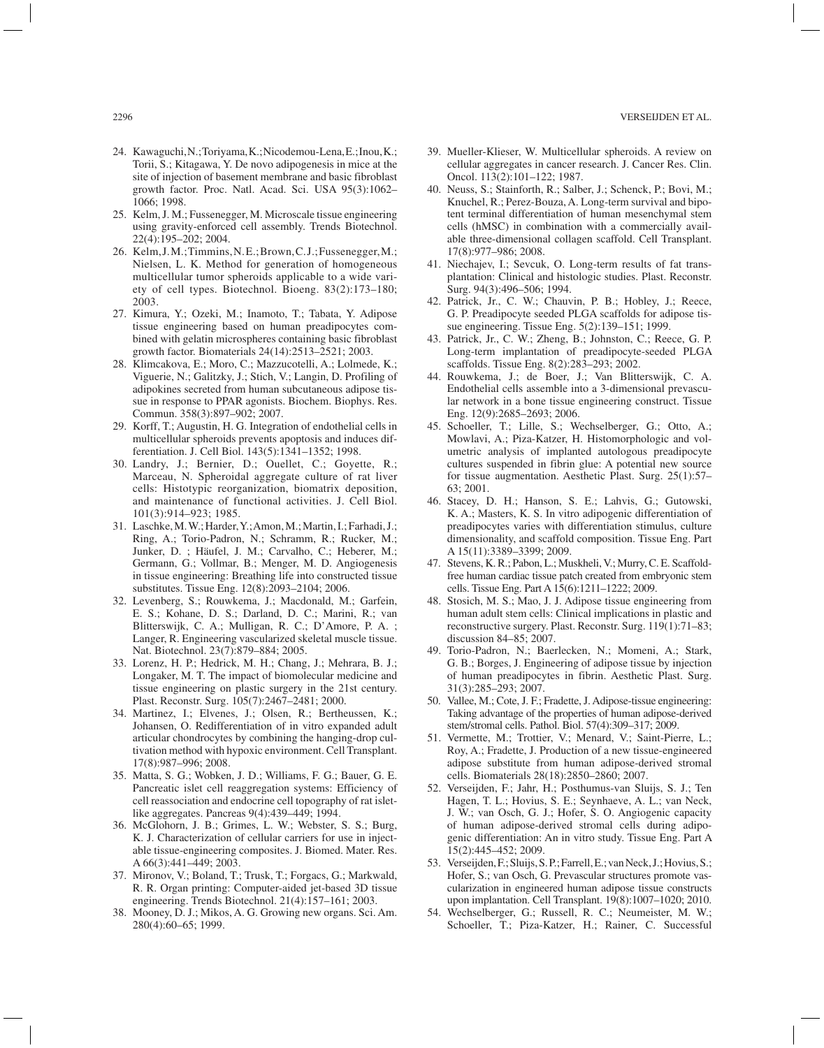24. Kawaguchi, N.; Toriyama, K.; Nicodemou-Lena, E.; Inou, K.; Torii, S.; Kitagawa, Y. De novo adipogenesis in mice at the site of injection of basement membrane and basic fibroblast growth factor. Proc. Natl. Acad. Sci. USA 95(3):1062–1066; 1998.
25. Kelm, J. M.; Fussenegger, M. Microscale tissue engineering using gravity-enforced cell assembly. Trends Biotechnol. 22(4):195–202; 2004.
26. Kelm, J. M.; Timmins, N. E.; Brown, C. J.; Fussenegger, M.; Nielsen, L. K. Method for generation of homogeneous multicellular tumor spheroids applicable to a wide variety of cell types. Biotechnol. Bioeng. 83(2):173–180; 2003.
27. Kimura, Y.; Ozeki, M.; Inamoto, T.; Tabata, Y. Adipose tissue engineering based on human preadipocytes combined with gelatin microspheres containing basic fibroblast growth factor. Biomaterials 24(14):2513–2521; 2003.
28. Klimcakova, E.; Moro, C.; Mazzucotelli, A.; Lolmede, K.; Viguerie, N.; Galitzky, J.; Stich, V.; Langin, D. Profiling of adipokines secreted from human subcutaneous adipose tissue in response to PPAR agonists. Biochem. Biophys. Res. Commun. 358(3):897–902; 2007.
29. Korff, T.; Augustin, H. G. Integration of endothelial cells in multicellular spheroids prevents apoptosis and induces differentiation. J. Cell Biol. 143(5):1341–1352; 1998.
30. Landry, J.; Bernier, D.; Ouellet, C.; Goyette, R.; Marceau, N. Spheroidal aggregate culture of rat liver cells: Histotypic reorganization, biomatrix deposition, and maintenance of functional activities. J. Cell Biol. 101(3):914–923; 1985.
31. Laschke, M. W.; Harder, Y.; Amon, M.; Martin, I.; Farhadi, J.; Ring, A.; Torio-Padron, N.; Schramm, R.; Rucker, M.; Junker, D. ; Häufel, J. M.; Carvalho, C.; Heberer, M.; Germann, G.; Vollmar, B.; Menger, M. D. Angiogenesis in tissue engineering: Breathing life into constructed tissue substitutes. Tissue Eng. 12(8):2093–2104; 2006.
32. Levenberg, S.; Rouwkema, J.; Macdonald, M.; Garfein, E. S.; Kohane, D. S.; Darland, D. C.; Marini, R.; van Blitterswijk, C. A.; Mulligan, R. C.; D'Amore, P. A. ; Langer, R. Engineering vascularized skeletal muscle tissue. Nat. Biotechnol. 23(7):879–884; 2005.
33. Lorenz, H. P.; Hedrick, M. H.; Chang, J.; Mehrara, B. J.; Longaker, M. T. The impact of biomolecular medicine and tissue engineering on plastic surgery in the 21st century. Plast. Reconstr. Surg. 105(7):2467–2481; 2000.
34. Martinez, I.; Elvenes, J.; Olsen, R.; Bertheussen, K.; Johansen, O. Redifferentiation of in vitro expanded adult articular chondrocytes by combining the hanging-drop cultivation method with hypoxic environment. Cell Transplant. 17(8):987–996; 2008.
35. Matta, S. G.; Wobken, J. D.; Williams, F. G.; Bauer, G. E. Pancreatic islet cell reaggregation systems: Efficiency of cell reassociation and endocrine cell topography of rat islet-like aggregates. Pancreas 9(4):439–449; 1994.
36. McGlohorn, J. B.; Grimes, L. W.; Webster, S. S.; Burg, K. J. Characterization of cellular carriers for use in injectable tissue-engineering composites. J. Biomed. Mater. Res. A 66(3):441–449; 2003.
37. Mironov, V.; Boland, T.; Trusk, T.; Forgacs, G.; Markwald, R. R. Organ printing: Computer-aided jet-based 3D tissue engineering. Trends Biotechnol. 21(4):157–161; 2003.
38. Mooney, D. J.; Mikos, A. G. Growing new organs. Sci. Am. 280(4):60–65; 1999.
39. Mueller-Klieser, W. Multicellular spheroids. A review on cellular aggregates in cancer research. J. Cancer Res. Clin. Oncol. 113(2):101–122; 1987.
40. Neuss, S.; Stainforth, R.; Salber, J.; Schenck, P.; Bovi, M.; Knuchel, R.; Perez-Bouza, A. Long-term survival and bipotent terminal differentiation of human mesenchymal stem cells (hMSC) in combination with a commercially available three-dimensional collagen scaffold. Cell Transplant. 17(8):977–986; 2008.
41. Niechajev, I.; Sevcuk, O. Long-term results of fat transplantation: Clinical and histologic studies. Plast. Reconstr. Surg. 94(3):496–506; 1994.
42. Patrick, Jr., C. W.; Chauvin, P. B.; Hobley, J.; Reece, G. P. Preadipocyte seeded PLGA scaffolds for adipose tissue engineering. Tissue Eng. 5(2):139–151; 1999.
43. Patrick, Jr., C. W.; Zheng, B.; Johnston, C.; Reece, G. P. Long-term implantation of preadipocyte-seeded PLGA scaffolds. Tissue Eng. 8(2):283–293; 2002.
44. Rouwkema, J.; de Boer, J.; Van Blitterswijk, C. A. Endothelial cells assemble into a 3-dimensional prevascular network in a bone tissue engineering construct. Tissue Eng. 12(9):2685–2693; 2006.
45. Schoeller, T.; Lille, S.; Wechselberger, G.; Otto, A.; Mowlavi, A.; Piza-Katzer, H. Histomorphologic and volumetric analysis of implanted autologous preadipocyte cultures suspended in fibrin glue: A potential new source for tissue augmentation. Aesthetic Plast. Surg. 25(1):57–63; 2001.
46. Stacey, D. H.; Hanson, S. E.; Lahvis, G.; Gutowski, K. A.; Masters, K. S. In vitro adipogenic differentiation of preadipocytes varies with differentiation stimulus, culture dimensionality, and scaffold composition. Tissue Eng. Part A 15(11):3389–3399; 2009.
47. Stevens, K. R.; Pabon, L.; Muskheli, V.; Murry, C. E. Scaffold-free human cardiac tissue patch created from embryonic stem cells. Tissue Eng. Part A 15(6):1211–1222; 2009.
48. Stosich, M. S.; Mao, J. J. Adipose tissue engineering from human adult stem cells: Clinical implications in plastic and reconstructive surgery. Plast. Reconstr. Surg. 119(1):71–83; discussion 84–85; 2007.
49. Torio-Padron, N.; Baerlecken, N.; Momeni, A.; Stark, G. B.; Borges, J. Engineering of adipose tissue by injection of human preadipocytes in fibrin. Aesthetic Plast. Surg. 31(3):285–293; 2007.
50. Vallee, M.; Cote, J. F.; Fradette, J. Adipose-tissue engineering: Taking advantage of the properties of human adipose-derived stem/stromal cells. Pathol. Biol. 57(4):309–317; 2009.
51. Vermette, M.; Trottier, V.; Menard, V.; Saint-Pierre, L.; Roy, A.; Fradette, J. Production of a new tissue-engineered adipose substitute from human adipose-derived stromal cells. Biomaterials 28(18):2850–2860; 2007.
52. Verseijden, F.; Jahr, H.; Posthumus-van Sluijs, S. J.; Ten Hagen, T. L.; Hovius, S. E.; Seynhaeve, A. L.; van Neck, J. W.; van Osch, G. J.; Hofer, S. O. Angiogenic capacity of human adipose-derived stromal cells during adipogenic differentiation: An in vitro study. Tissue Eng. Part A 15(2):445–452; 2009.
53. Verseijden, F.; Sluijs, S. P.; Farrell, E.; van Neck, J.; Hovius, S.; Hofer, S.; van Osch, G. Prevascular structures promote vascularization in engineered human adipose tissue constructs upon implantation. Cell Transplant. 19(8):1007–1020; 2010.
54. Wechselberger, G.; Russell, R. C.; Neumeister, M. W.; Schoeller, T.; Piza-Katzer, H.; Rainer, C. Successful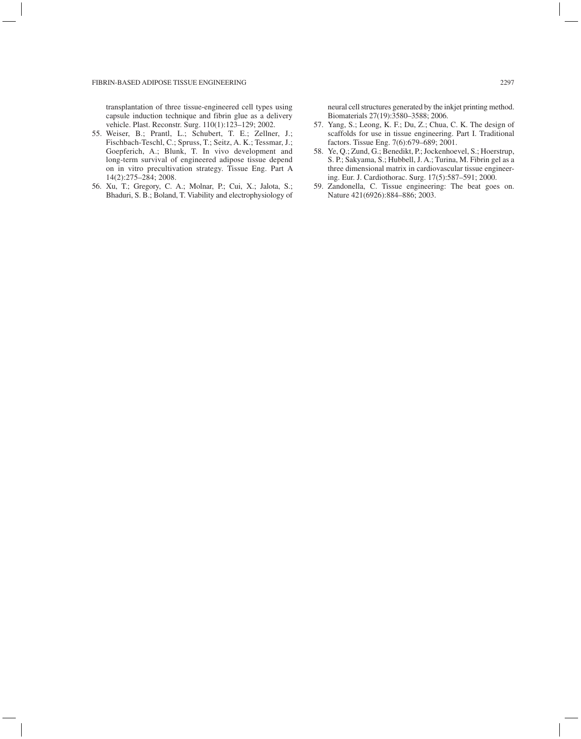transplantation of three tissue-engineered cell types using capsule induction technique and fibrin glue as a delivery vehicle. Plast. Reconstr. Surg. 110(1):123–129; 2002.

55. Weiser, B.; Prantl, L.; Schubert, T. E.; Zellner, J.; Fischbach-Teschl, C.; Spruss, T.; Seitz, A. K.; Tessmar, J.; Goepferich, A.; Blunk, T. In vivo development and long-term survival of engineered adipose tissue depend on in vitro precultivation strategy. Tissue Eng. Part A 14(2):275–284; 2008.
56. Xu, T.; Gregory, C. A.; Molnar, P.; Cui, X.; Jalota, S.; Bhaduri, S. B.; Boland, T. Viability and electrophysiology of neural cell structures generated by the inkjet printing method. Biomaterials 27(19):3580–3588; 2006.
57. Yang, S.; Leong, K. F.; Du, Z.; Chua, C. K. The design of scaffolds for use in tissue engineering. Part I. Traditional factors. Tissue Eng. 7(6):679–689; 2001.
58. Ye, Q.; Zund, G.; Benedikt, P.; Jockenhoevel, S.; Hoerstrup, S. P.; Sakyama, S.; Hubbell, J. A.; Turina, M. Fibrin gel as a three dimensional matrix in cardiovascular tissue engineering. Eur. J. Cardiothorac. Surg. 17(5):587–591; 2000.
59. Zandonella, C. Tissue engineering: The beat goes on. Nature 421(6926):884–886; 2003.